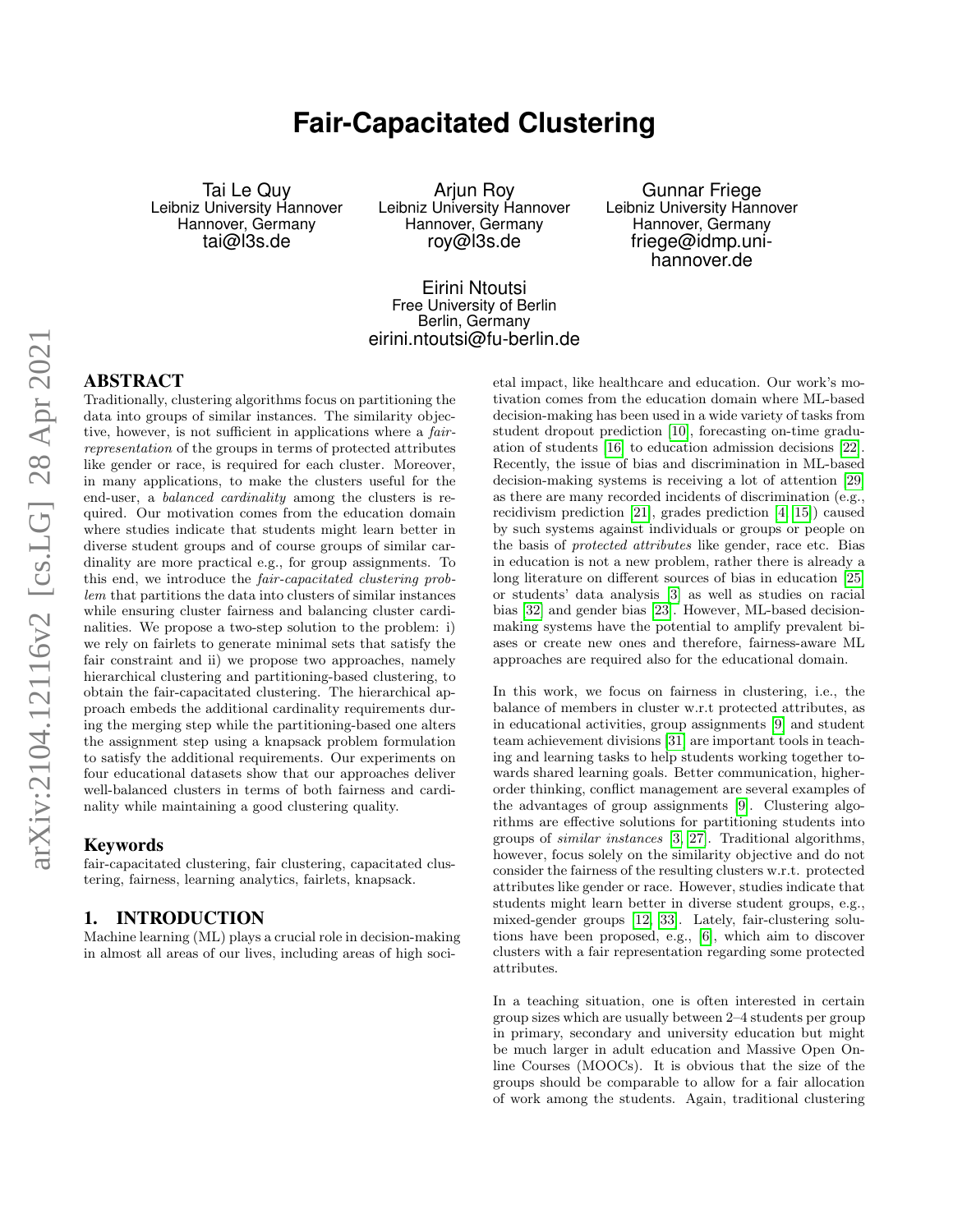# Fair-Capacitated Clustering

Tai Le Quy
Leibniz University Hannover
Hannover, Germany
tai@l3s.de

Arjun Roy
Leibniz University Hannover
Hannover, Germany
roy@l3s.de

Gunnar Friege
Leibniz University Hannover
Hannover, Germany
friege@idmp.uni-hannover.de

Eirini Ntoutsi
Free University of Berlin
Berlin, Germany
eirini.ntoutsi@fu-berlin.de

## ABSTRACT

Traditionally, clustering algorithms focus on partitioning the data into groups of similar instances. The similarity objective, however, is not sufficient in applications where a *fair-representation* of the groups in terms of protected attributes like gender or race, is required for each cluster. Moreover, in many applications, to make the clusters useful for the end-user, a *balanced cardinality* among the clusters is required. Our motivation comes from the education domain where studies indicate that students might learn better in diverse student groups and of course groups of similar cardinality are more practical e.g., for group assignments. To this end, we introduce the *fair-capacitated clustering problem* that partitions the data into clusters of similar instances while ensuring cluster fairness and balancing cluster cardinalities. We propose a two-step solution to the problem: i) we rely on fairlets to generate minimal sets that satisfy the fair constraint and ii) we propose two approaches, namely hierarchical clustering and partitioning-based clustering, to obtain the fair-capacitated clustering. The hierarchical approach embeds the additional cardinality requirements during the merging step while the partitioning-based one alters the assignment step using a knapsack problem formulation to satisfy the additional requirements. Our experiments on four educational datasets show that our approaches deliver well-balanced clusters in terms of both fairness and cardinality while maintaining a good clustering quality.

### Keywords

fair-capacitated clustering, fair clustering, capacitated clustering, fairness, learning analytics, fairlets, knapsack.

## 1. INTRODUCTION

Machine learning (ML) plays a crucial role in decision-making in almost all areas of our lives, including areas of high societal impact, like healthcare and education. Our work's motivation comes from the education domain where ML-based decision-making has been used in a wide variety of tasks from student dropout prediction [10], forecasting on-time graduation of students [16] to education admission decisions [22]. Recently, the issue of bias and discrimination in ML-based decision-making systems is receiving a lot of attention [29] as there are many recorded incidents of discrimination (e.g., recidivism prediction [21], grades prediction [4, 15]) caused by such systems against individuals or groups or people on the basis of *protected attributes* like gender, race etc. Bias in education is not a new problem, rather there is already a long literature on different sources of bias in education [25] or students' data analysis [3] as well as studies on racial bias [32] and gender bias [23]. However, ML-based decision-making systems have the potential to amplify prevalent biases or create new ones and therefore, fairness-aware ML approaches are required also for the educational domain.

In this work, we focus on fairness in clustering, i.e., the balance of members in cluster w.r.t protected attributes, as in educational activities, group assignments [9] and student team achievement divisions [31] are important tools in teaching and learning tasks to help students working together towards shared learning goals. Better communication, higher-order thinking, conflict management are several examples of the advantages of group assignments [9]. Clustering algorithms are effective solutions for partitioning students into groups of *similar instances* [3, 27]. Traditional algorithms, however, focus solely on the similarity objective and do not consider the fairness of the resulting clusters w.r.t. protected attributes like gender or race. However, studies indicate that students might learn better in diverse student groups, e.g., mixed-gender groups [12, 33]. Lately, fair-clustering solutions have been proposed, e.g., [6], which aim to discover clusters with a fair representation regarding some protected attributes.

In a teaching situation, one is often interested in certain group sizes which are usually between 2–4 students per group in primary, secondary and university education but might be much larger in adult education and Massive Open Online Courses (MOOCs). It is obvious that the size of the groups should be comparable to allow for a fair allocation of work among the students. Again, traditional clustering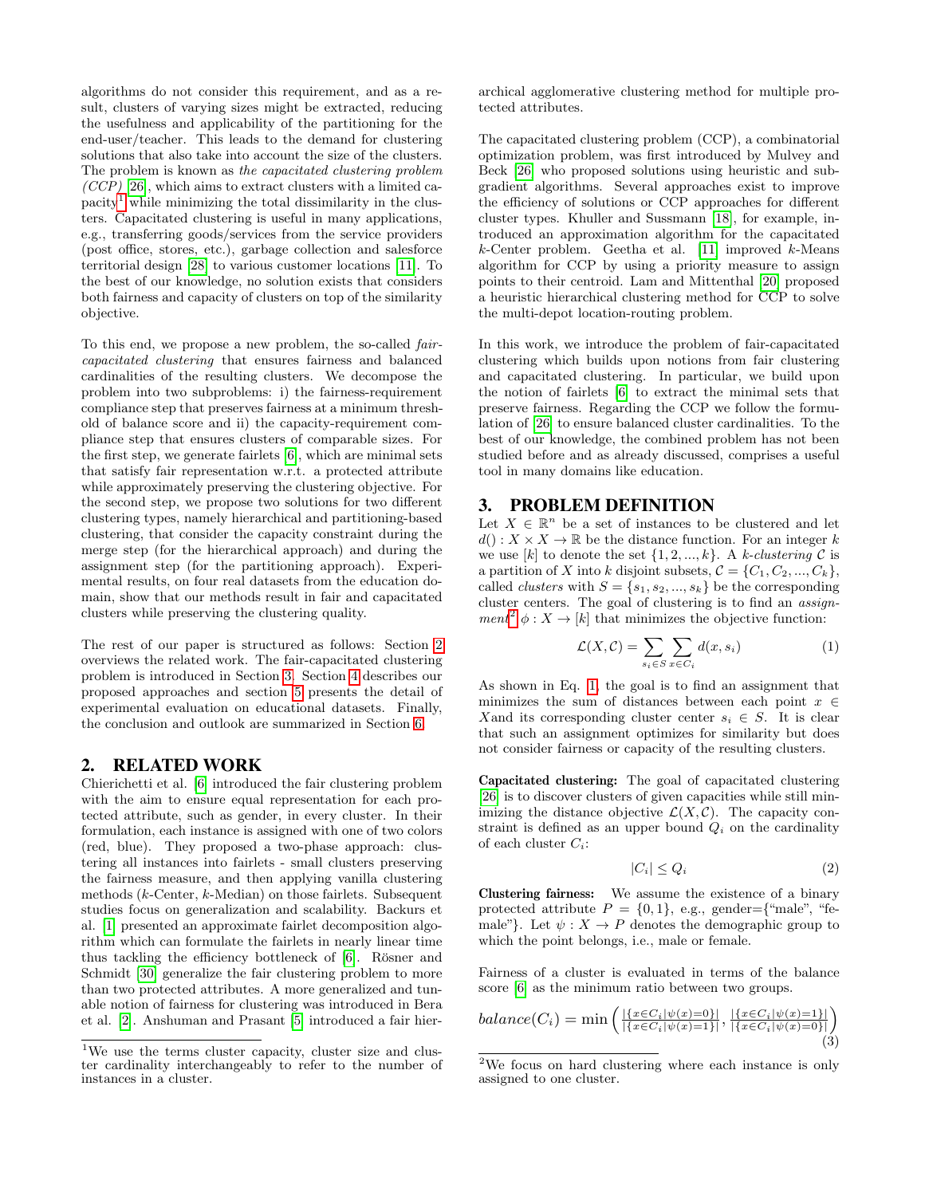algorithms do not consider this requirement, and as a result, clusters of varying sizes might be extracted, reducing the usefulness and applicability of the partitioning for the end-user/teacher. This leads to the demand for clustering solutions that also take into account the size of the clusters. The problem is known as *the capacitated clustering problem (CCP)* [26], which aims to extract clusters with a limited capacity[1] while minimizing the total dissimilarity in the clusters. Capacitated clustering is useful in many applications, e.g., transferring goods/services from the service providers (post office, stores, etc.), garbage collection and salesforce territorial design [28] to various customer locations [11]. To the best of our knowledge, no solution exists that considers both fairness and capacity of clusters on top of the similarity objective.

To this end, we propose a new problem, the so-called *fair-capacitated clustering* that ensures fairness and balanced cardinalities of the resulting clusters. We decompose the problem into two subproblems: i) the fairness-requirement compliance step that preserves fairness at a minimum threshold of balance score and ii) the capacity-requirement compliance step that ensures clusters of comparable sizes. For the first step, we generate fairlets [6], which are minimal sets that satisfy fair representation w.r.t. a protected attribute while approximately preserving the clustering objective. For the second step, we propose two solutions for two different clustering types, namely hierarchical and partitioning-based clustering, that consider the capacity constraint during the merge step (for the hierarchical approach) and during the assignment step (for the partitioning approach). Experimental results, on four real datasets from the education domain, show that our methods result in fair and capacitated clusters while preserving the clustering quality.

The rest of our paper is structured as follows: Section 2 overviews the related work. The fair-capacitated clustering problem is introduced in Section 3. Section 4 describes our proposed approaches and section 5 presents the detail of experimental evaluation on educational datasets. Finally, the conclusion and outlook are summarized in Section 6.

## 2. RELATED WORK

Chierichetti et al. [6] introduced the fair clustering problem with the aim to ensure equal representation for each protected attribute, such as gender, in every cluster. In their formulation, each instance is assigned with one of two colors (red, blue). They proposed a two-phase approach: clustering all instances into fairlets - small clusters preserving the fairness measure, and then applying vanilla clustering methods ($k$-Center, $k$-Median) on those fairlets. Subsequent studies focus on generalization and scalability. Backurs et al. [1] presented an approximate fairlet decomposition algorithm which can formulate the fairlets in nearly linear time thus tackling the efficiency bottleneck of [6]. Rösner and Schmidt [30] generalize the fair clustering problem to more than two protected attributes. A more generalized and tunable notion of fairness for clustering was introduced in Bera et al. [2]. Anshuman and Prasant [5] introduced a fair hierarchical agglomerative clustering method for multiple protected attributes.

The capacitated clustering problem (CCP), a combinatorial optimization problem, was first introduced by Mulvey and Beck [26] who proposed solutions using heuristic and subgradient algorithms. Several approaches exist to improve the efficiency of solutions or CCP approaches for different cluster types. Khuller and Sussmann [18], for example, introduced an approximation algorithm for the capacitated $k$-Center problem. Geetha et al. [11] improved $k$-Means algorithm for CCP by using a priority measure to assign points to their centroid. Lam and Mittenthal [20] proposed a heuristic hierarchical clustering method for CCP to solve the multi-depot location-routing problem.

In this work, we introduce the problem of fair-capacitated clustering which builds upon notions from fair clustering and capacitated clustering. In particular, we build upon the notion of fairlets [6] to extract the minimal sets that preserve fairness. Regarding the CCP we follow the formulation of [26] to ensure balanced cluster cardinalities. To the best of our knowledge, the combined problem has not been studied before and as already discussed, comprises a useful tool in many domains like education.

## 3. PROBLEM DEFINITION

Let $X \in \mathbb{R}^n$ be a set of instances to be clustered and let $d() : X \times X \rightarrow \mathbb{R}$ be the distance function. For an integer $k$ we use $[k]$ to denote the set $\{1, 2, ..., k\}$. A *$k$-clustering* $\mathcal{C}$ is a partition of $X$ into $k$ disjoint subsets, $\mathcal{C} = \{C_1, C_2, ..., C_k\}$, called *clusters* with $S = \{s_1, s_2, ..., s_k\}$ be the corresponding cluster centers. The goal of clustering is to find an *assignment*[2] $\phi : X \rightarrow [k]$ that minimizes the objective function:

$$\mathcal{L}(X, \mathcal{C}) = \sum_{s_i \in S} \sum_{x \in C_i} d(x, s_i) \tag{1}$$

As shown in Eq. 1, the goal is to find an assignment that minimizes the sum of distances between each point $x \in X$and its corresponding cluster center $s_i \in S$. It is clear that such an assignment optimizes for similarity but does not consider fairness or capacity of the resulting clusters.

**Capacitated clustering:** The goal of capacitated clustering [26] is to discover clusters of given capacities while still minimizing the distance objective $\mathcal{L}(X, \mathcal{C})$. The capacity constraint is defined as an upper bound $Q_i$ on the cardinality of each cluster $C_i$:

$$|C_i| \leq Q_i \tag{2}$$

**Clustering fairness:** We assume the existence of a binary protected attribute $P = \{0, 1\}$, e.g., gender={"male", "female"}. Let $\psi : X \rightarrow P$ denotes the demographic group to which the point belongs, i.e., male or female.

Fairness of a cluster is evaluated in terms of the balance score [6] as the minimum ratio between two groups.

$$balance(C_i) = \min\left(\frac{|\{x \in C_i | \psi(x) = 0\}|}{|\{x \in C_i | \psi(x) = 1\}|}, \frac{|\{x \in C_i | \psi(x) = 1\}|}{|\{x \in C_i | \psi(x) = 0\}|}\right) \tag{3}$$

---

[1] We use the terms cluster capacity, cluster size and cluster cardinality interchangeably to refer to the number of instances in a cluster.

[2] We focus on hard clustering where each instance is only assigned to one cluster.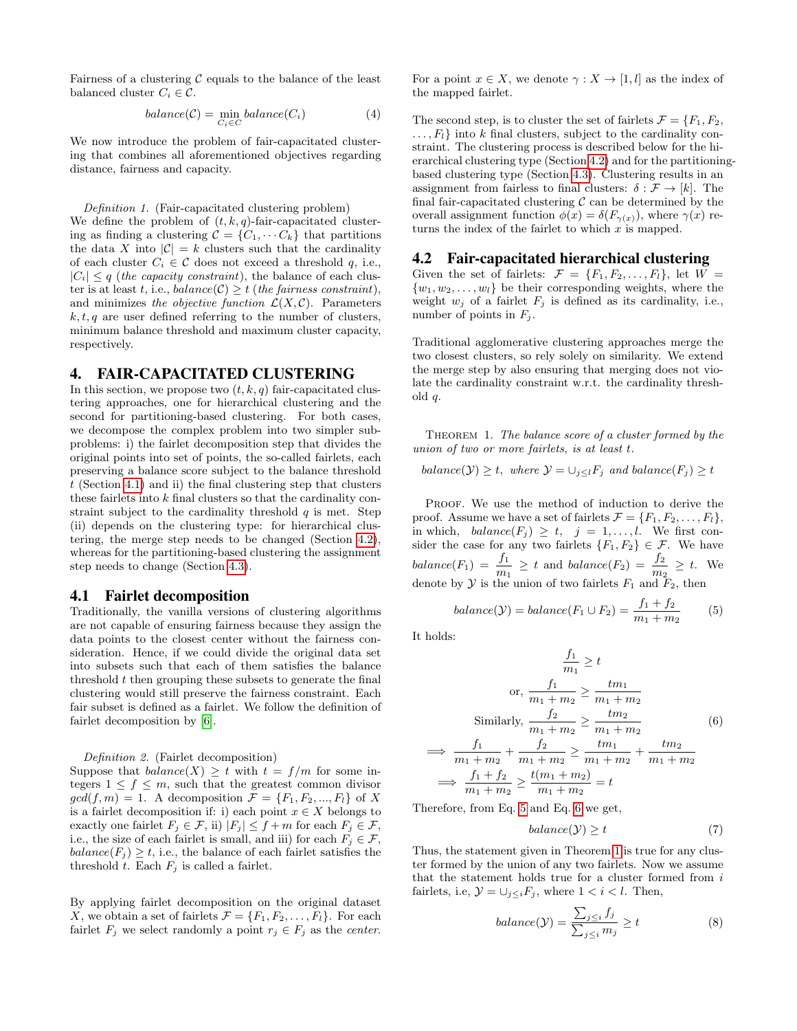Fairness of a clustering $\mathcal{C}$ equals to the balance of the least balanced cluster $C_i \in \mathcal{C}$.

$$balance(\mathcal{C}) = \min_{C_i \in C} balance(C_i) \tag{4}$$

We now introduce the problem of fair-capacitated clustering that combines all aforementioned objectives regarding distance, fairness and capacity.

*Definition 1.* (Fair-capacitated clustering problem) We define the problem of $(t, k, q)$-fair-capacitated clustering as finding a clustering $\mathcal{C} = \{C_1, \cdots C_k\}$ that partitions the data $X$ into $|\mathcal{C}| = k$ clusters such that the cardinality of each cluster $C_i \in \mathcal{C}$ does not exceed a threshold $q$, i.e., $|C_i| \leq q$ (*the capacity constraint*), the balance of each cluster is at least $t$, i.e., $balance(\mathcal{C}) \geq t$ (*the fairness constraint*), and minimizes *the objective function* $\mathcal{L}(X, \mathcal{C})$. Parameters $k, t, q$ are user defined referring to the number of clusters, minimum balance threshold and maximum cluster capacity, respectively.

## 4. FAIR-CAPACITATED CLUSTERING

In this section, we propose two $(t, k, q)$ fair-capacitated clustering approaches, one for hierarchical clustering and the second for partitioning-based clustering. For both cases, we decompose the complex problem into two simpler subproblems: i) the fairlet decomposition step that divides the original points into set of points, the so-called fairlets, each preserving a balance score subject to the balance threshold $t$ (Section 4.1) and ii) the final clustering step that clusters these fairlets into $k$ final clusters so that the cardinality constraint subject to the cardinality threshold $q$ is met. Step (ii) depends on the clustering type: for hierarchical clustering, the merge step needs to be changed (Section 4.2), whereas for the partitioning-based clustering the assignment step needs to change (Section 4.3).

### 4.1 Fairlet decomposition

Traditionally, the vanilla versions of clustering algorithms are not capable of ensuring fairness because they assign the data points to the closest center without the fairness consideration. Hence, if we could divide the original data set into subsets such that each of them satisfies the balance threshold $t$ then grouping these subsets to generate the final clustering would still preserve the fairness constraint. Each fair subset is defined as a fairlet. We follow the definition of fairlet decomposition by [6].

*Definition 2.* (Fairlet decomposition) Suppose that $balance(X) \geq t$ with $t = f/m$ for some integers $1 \leq f \leq m$, such that the greatest common divisor $gcd(f, m) = 1$. A decomposition $\mathcal{F} = \{F_1, F_2, ..., F_l\}$ of $X$ is a fairlet decomposition if: i) each point $x \in X$ belongs to exactly one fairlet $F_j \in \mathcal{F}$, ii) $|F_j| \leq f + m$ for each $F_j \in \mathcal{F}$, i.e., the size of each fairlet is small, and iii) for each $F_j \in \mathcal{F}$, $balance(F_j) \geq t$, i.e., the balance of each fairlet satisfies the threshold $t$. Each $F_j$ is called a fairlet.

By applying fairlet decomposition on the original dataset $X$, we obtain a set of fairlets $\mathcal{F} = \{F_1, F_2, \ldots, F_l\}$. For each fairlet $F_j$ we select randomly a point $r_j \in F_j$ as the *center*. For a point $x \in X$, we denote $\gamma : X \to [1, l]$ as the index of the mapped fairlet.

The second step, is to cluster the set of fairlets $\mathcal{F} = \{F_1, F_2, \ldots, F_l\}$ into $k$ final clusters, subject to the cardinality constraint. The clustering process is described below for the hierarchical clustering type (Section 4.2) and for the partitioning-based clustering type (Section 4.3). Clustering results in an assignment from fairless to final clusters: $\delta : \mathcal{F} \to [k]$. The final fair-capacitated clustering $\mathcal{C}$ can be determined by the overall assignment function $\phi(x) = \delta(F_{\gamma(x)})$, where $\gamma(x)$ returns the index of the fairlet to which $x$ is mapped.

### 4.2 Fair-capacitated hierarchical clustering

Given the set of fairlets: $\mathcal{F} = \{F_1, F_2, \ldots, F_l\}$, let $W = \{w_1, w_2, \ldots, w_l\}$ be their corresponding weights, where the weight $w_j$ of a fairlet $F_j$ is defined as its cardinality, i.e., number of points in $F_j$.

Traditional agglomerative clustering approaches merge the two closest clusters, so rely solely on similarity. We extend the merge step by also ensuring that merging does not violate the cardinality constraint w.r.t. the cardinality threshold $q$.

THEOREM 1. *The balance score of a cluster formed by the union of two or more fairlets, is at least $t$.*

$$balance(\mathcal{Y}) \geq t, \text{ where } \mathcal{Y} = \cup_{j \leq l} F_j \text{ and } balance(F_j) \geq t$$

PROOF. We use the method of induction to derive the proof. Assume we have a set of fairlets $\mathcal{F} = \{F_1, F_2, \ldots, F_l\}$, in which, $balance(F_j) \geq t, \quad j = 1, \ldots, l$. We first consider the case for any two fairlets $\{F_1, F_2\} \in \mathcal{F}$. We have $balance(F_1) = \frac{f_1}{m_1} \geq t$ and $balance(F_2) = \frac{f_2}{m_2} \geq t$. We denote by $\mathcal{Y}$ is the union of two fairlets $F_1$ and $F_2$, then

$$balance(\mathcal{Y}) = balance(F_1 \cup F_2) = \frac{f_1 + f_2}{m_1 + m_2} \tag{5}$$

It holds:

$$\begin{aligned}
\frac{f_1}{m_1} &\geq t \\
\text{or, } \frac{f_1}{m_1 + m_2} &\geq \frac{tm_1}{m_1 + m_2} \\
\text{Similarly, } \frac{f_2}{m_1 + m_2} &\geq \frac{tm_2}{m_1 + m_2} \\
\implies \frac{f_1}{m_1 + m_2} + \frac{f_2}{m_1 + m_2} &\geq \frac{tm_1}{m_1 + m_2} + \frac{tm_2}{m_1 + m_2} \\
\implies \frac{f_1 + f_2}{m_1 + m_2} &\geq \frac{t(m_1 + m_2)}{m_1 + m_2} = t
\end{aligned} \tag{6}$$

Therefore, from Eq. 5 and Eq. 6 we get,

$$balance(\mathcal{Y}) \geq t \tag{7}$$

Thus, the statement given in Theorem 1 is true for any cluster formed by the union of any two fairlets. Now we assume that the statement holds true for a cluster formed from $i$ fairlets, i.e, $\mathcal{Y} = \cup_{j \leq i} F_j$, where $1 < i < l$. Then,

$$balance(\mathcal{Y}) = \frac{\sum_{j \leq i} f_j}{\sum_{j \leq i} m_j} \geq t \tag{8}$$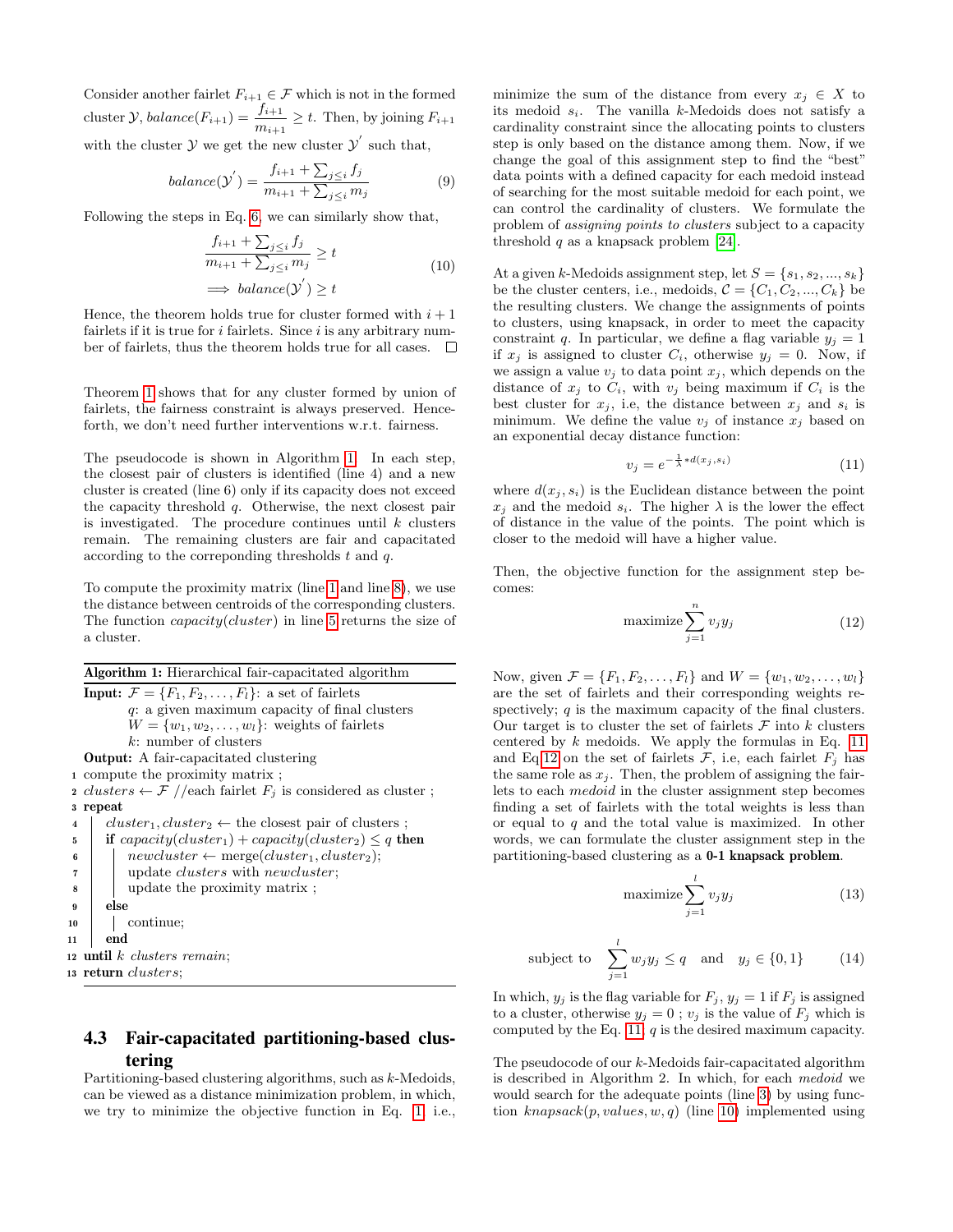Consider another fairlet $F_{i+1} \in \mathcal{F}$ which is not in the formed cluster $\mathcal{Y}$, $balance(F_{i+1}) = \dfrac{f_{i+1}}{m_{i+1}} \geq t$. Then, by joining $F_{i+1}$ with the cluster $\mathcal{Y}$ we get the new cluster $\mathcal{Y}^{'}$ such that,

$$balance(\mathcal{Y}^{'}) = \frac{f_{i+1} + \sum_{j \leq i} f_j}{m_{i+1} + \sum_{j \leq i} m_j} \tag{9}$$

Following the steps in Eq. 6, we can similarly show that,

$$\begin{aligned} &\frac{f_{i+1} + \sum_{j \leq i} f_j}{m_{i+1} + \sum_{j \leq i} m_j} \geq t \\ &\implies balance(\mathcal{Y}^{'}) \geq t \end{aligned} \tag{10}$$

Hence, the theorem holds true for cluster formed with $i+1$ fairlets if it is true for $i$ fairlets. Since $i$ is any arbitrary number of fairlets, thus the theorem holds true for all cases. □

Theorem 1 shows that for any cluster formed by union of fairlets, the fairness constraint is always preserved. Henceforth, we don't need further interventions w.r.t. fairness.

The pseudocode is shown in Algorithm 1. In each step, the closest pair of clusters is identified (line 4) and a new cluster is created (line 6) only if its capacity does not exceed the capacity threshold $q$. Otherwise, the next closest pair is investigated. The procedure continues until $k$ clusters remain. The remaining clusters are fair and capacitated according to the correponding thresholds $t$ and $q$.

To compute the proximity matrix (line 1 and line 8), we use the distance between centroids of the corresponding clusters. The function *capacity(cluster)* in line 5 returns the size of a cluster.

**Algorithm 1:** Hierarchical fair-capacitated algorithm

```
Input: F = {F_1, F_2, ..., F_l}: a set of fairlets
       q: a given maximum capacity of final clusters
       W = {w_1, w_2, ..., w_l}: weights of fairlets
       k: number of clusters
Output: A fair-capacitated clustering
1  compute the proximity matrix ;
2  clusters ← F //each fairlet F_j is considered as cluster ;
3  repeat
4      cluster_1, cluster_2 ← the closest pair of clusters ;
5      if capacity(cluster_1) + capacity(cluster_2) ≤ q then
6          newcluster ← merge(cluster_1, cluster_2);
7          update clusters with newcluster;
8          update the proximity matrix ;
9      else
10         continue;
11     end
12 until k clusters remain;
13 return clusters;
```

### 4.3 Fair-capacitated partitioning-based clustering

Partitioning-based clustering algorithms, such as $k$-Medoids, can be viewed as a distance minimization problem, in which, we try to minimize the objective function in Eq. 1, i.e., minimize the sum of the distance from every $x_j \in X$ to its medoid $s_i$. The vanilla $k$-Medoids does not satisfy a cardinality constraint since the allocating points to clusters step is only based on the distance among them. Now, if we change the goal of this assignment step to find the "best" data points with a defined capacity for each medoid instead of searching for the most suitable medoid for each point, we can control the cardinality of clusters. We formulate the problem of *assigning points to clusters* subject to a capacity threshold $q$ as a knapsack problem [24].

At a given $k$-Medoids assignment step, let $S = \{s_1, s_2, ..., s_k\}$ be the cluster centers, i.e., medoids, $\mathcal{C} = \{C_1, C_2, ..., C_k\}$ be the resulting clusters. We change the assignments of points to clusters, using knapsack, in order to meet the capacity constraint $q$. In particular, we define a flag variable $y_j = 1$ if $x_j$ is assigned to cluster $C_i$, otherwise $y_j = 0$. Now, if we assign a value $v_j$ to data point $x_j$, which depends on the distance of $x_j$ to $C_i$, with $v_j$ being maximum if $C_i$ is the best cluster for $x_j$, i.e, the distance between $x_j$ and $s_i$ is minimum. We define the value $v_j$ of instance $x_j$ based on an exponential decay distance function:

$$v_j = e^{-\frac{1}{\lambda} * d(x_j, s_i)} \tag{11}$$

where $d(x_j, s_i)$ is the Euclidean distance between the point $x_j$ and the medoid $s_i$. The higher $\lambda$ is the lower the effect of distance in the value of the points. The point which is closer to the medoid will have a higher value.

Then, the objective function for the assignment step becomes:

$$\text{maximize} \sum_{j=1}^{n} v_j y_j \tag{12}$$

Now, given $\mathcal{F} = \{F_1, F_2, \ldots, F_l\}$ and $W = \{w_1, w_2, \ldots, w_l\}$ are the set of fairlets and their corresponding weights respectively; $q$ is the maximum capacity of the final clusters. Our target is to cluster the set of fairlets $\mathcal{F}$ into $k$ clusters centered by $k$ medoids. We apply the formulas in Eq. 11 and Eq 12 on the set of fairlets $\mathcal{F}$, i.e, each fairlet $F_j$ has the same role as $x_j$. Then, the problem of assigning the fairlets to each *medoid* in the cluster assignment step becomes finding a set of fairlets with the total weights is less than or equal to $q$ and the total value is maximized. In other words, we can formulate the cluster assignment step in the partitioning-based clustering as a **0-1 knapsack problem**.

$$\text{maximize} \sum_{j=1}^{l} v_j y_j \tag{13}$$

$$\text{subject to} \quad \sum_{j=1}^{l} w_j y_j \leq q \quad \text{and} \quad y_j \in \{0, 1\} \tag{14}$$

In which, $y_j$ is the flag variable for $F_j$, $y_j = 1$ if $F_j$ is assigned to a cluster, otherwise $y_j = 0$ ; $v_j$ is the value of $F_j$ which is computed by the Eq. 11, $q$ is the desired maximum capacity.

The pseudocode of our $k$-Medoids fair-capacitated algorithm is described in Algorithm 2. In which, for each *medoid* we would search for the adequate points (line 3) by using function *knapsack(p, values, w, q)* (line 10) implemented using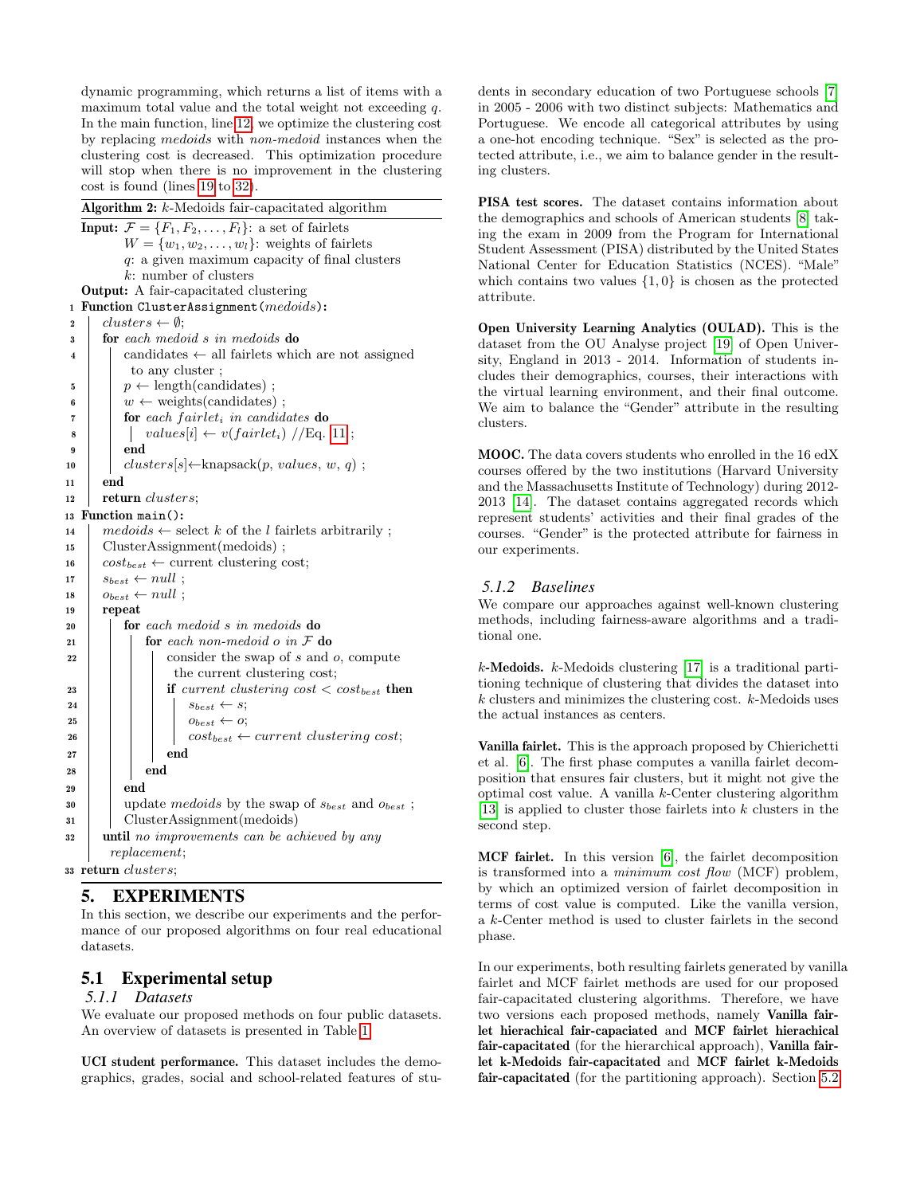dynamic programming, which returns a list of items with a maximum total value and the total weight not exceeding $q$. In the main function, line 12, we optimize the clustering cost by replacing *medoids* with *non-medoid* instances when the clustering cost is decreased. This optimization procedure will stop when there is no improvement in the clustering cost is found (lines 19 to 32).

**Algorithm 2:** $k$-Medoids fair-capacitated algorithm

```
Input: F = {F_1, F_2, ..., F_l}: a set of fairlets
       W = {w_1, w_2, ..., w_l}: weights of fairlets
       q: a given maximum capacity of final clusters
       k: number of clusters
Output: A fair-capacitated clustering
1  Function ClusterAssignment(medoids):
2      clusters ← ∅;
3      for each medoid s in medoids do
4          candidates ← all fairlets which are not assigned
               to any cluster ;
5          p ← length(candidates) ;
6          w ← weights(candidates) ;
7          for each fairlet_i in candidates do
8              values[i] ← v(fairlet_i) //Eq. 11 ;
9          end
10         clusters[s]←knapsack(p, values, w, q) ;
11     end
12     return clusters;
13 Function main():
14     medoids ← select k of the l fairlets arbitrarily ;
15     ClusterAssignment(medoids) ;
16     cost_best ← current clustering cost;
17     s_best ← null ;
18     o_best ← null ;
19     repeat
20         for each medoid s in medoids do
21             for each non-medoid o in F do
22                 consider the swap of s and o, compute
                       the current clustering cost;
23                 if current clustering cost < cost_best then
24                     s_best ← s;
25                     o_best ← o;
26                     cost_best ← current clustering cost;
27                 end
28             end
29         end
30         update medoids by the swap of s_best and o_best ;
31         ClusterAssignment(medoids)
32     until no improvements can be achieved by any
           replacement;
33 return clusters;
```

# 5. EXPERIMENTS

In this section, we describe our experiments and the performance of our proposed algorithms on four real educational datasets.

## 5.1 Experimental setup

### 5.1.1 Datasets

We evaluate our proposed methods on four public datasets. An overview of datasets is presented in Table 1.

**UCI student performance.** This dataset includes the demographics, grades, social and school-related features of students in secondary education of two Portuguese schools [7] in 2005 - 2006 with two distinct subjects: Mathematics and Portuguese. We encode all categorical attributes by using a one-hot encoding technique. "Sex" is selected as the protected attribute, i.e., we aim to balance gender in the resulting clusters.

**PISA test scores.** The dataset contains information about the demographics and schools of American students [8] taking the exam in 2009 from the Program for International Student Assessment (PISA) distributed by the United States National Center for Education Statistics (NCES). "Male" which contains two values $\{1, 0\}$ is chosen as the protected attribute.

**Open University Learning Analytics (OULAD).** This is the dataset from the OU Analyse project [19] of Open University, England in 2013 - 2014. Information of students includes their demographics, courses, their interactions with the virtual learning environment, and their final outcome. We aim to balance the "Gender" attribute in the resulting clusters.

**MOOC.** The data covers students who enrolled in the 16 edX courses offered by the two institutions (Harvard University and the Massachusetts Institute of Technology) during 2012-2013 [14]. The dataset contains aggregated records which represent students' activities and their final grades of the courses. "Gender" is the protected attribute for fairness in our experiments.

### 5.1.2 Baselines

We compare our approaches against well-known clustering methods, including fairness-aware algorithms and a traditional one.

**$k$-Medoids.** $k$-Medoids clustering [17] is a traditional partitioning technique of clustering that divides the dataset into $k$ clusters and minimizes the clustering cost. $k$-Medoids uses the actual instances as centers.

**Vanilla fairlet.** This is the approach proposed by Chierichetti et al. [6]. The first phase computes a vanilla fairlet decomposition that ensures fair clusters, but it might not give the optimal cost value. A vanilla $k$-Center clustering algorithm [13] is applied to cluster those fairlets into $k$ clusters in the second step.

**MCF fairlet.** In this version [6], the fairlet decomposition is transformed into a *minimum cost flow* (MCF) problem, by which an optimized version of fairlet decomposition in terms of cost value is computed. Like the vanilla version, a $k$-Center method is used to cluster fairlets in the second phase.

In our experiments, both resulting fairlets generated by vanilla fairlet and MCF fairlet methods are used for our proposed fair-capacitated clustering algorithms. Therefore, we have two versions each proposed methods, namely **Vanilla fairlet hierachical fair-capaciated** and **MCF fairlet hierachical fair-capacitated** (for the hierarchical approach), **Vanilla fairlet k-Medoids fair-capacitated** and **MCF fairlet k-Medoids fair-capacitated** (for the partitioning approach). Section 5.2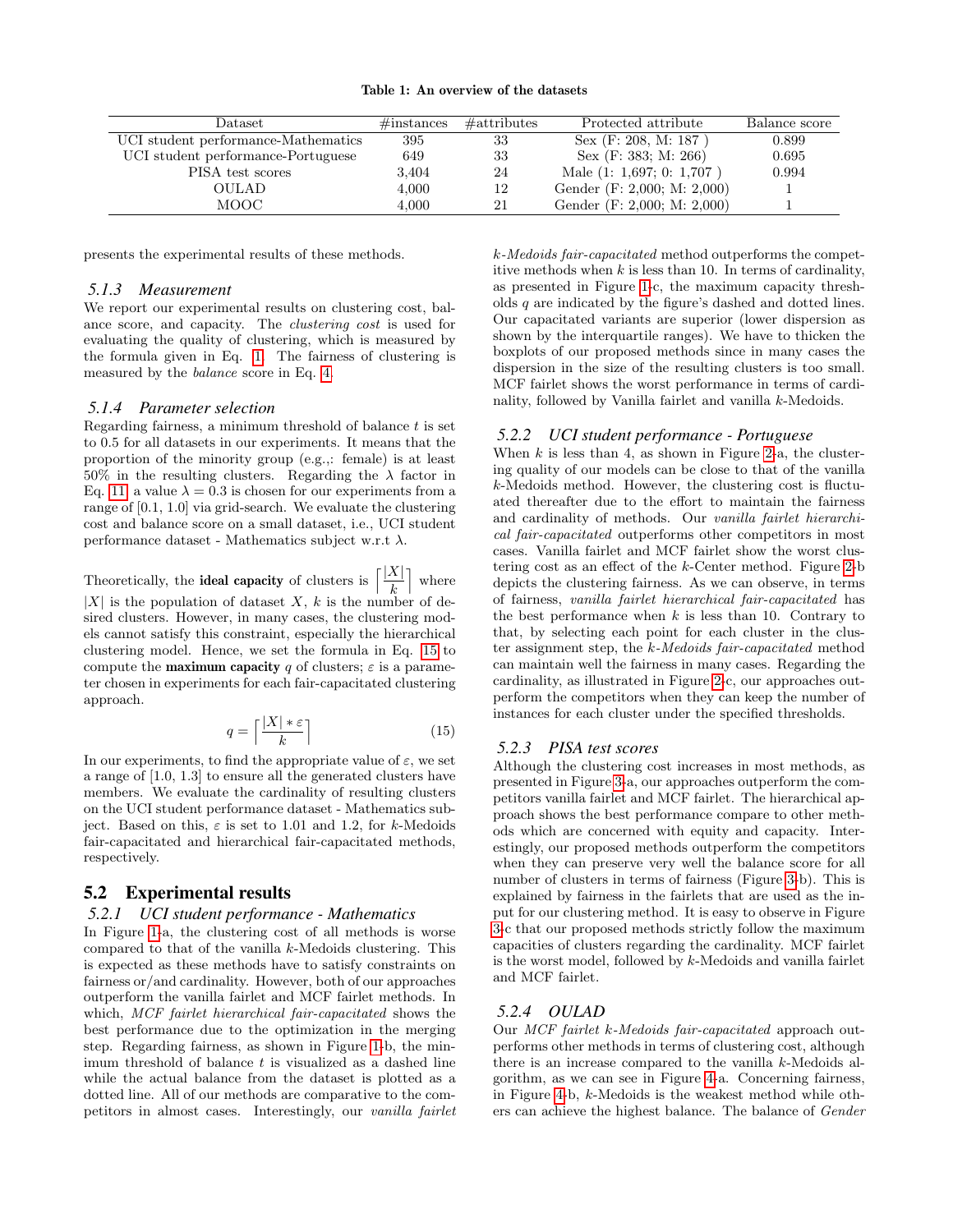**Table 1: An overview of the datasets**

| Dataset | #instances | #attributes | Protected attribute | Balance score |
|---|---|---|---|---|
| UCI student performance-Mathematics | 395 | 33 | Sex (F: 208, M: 187 ) | 0.899 |
| UCI student performance-Portuguese | 649 | 33 | Sex (F: 383; M: 266) | 0.695 |
| PISA test scores | 3,404 | 24 | Male (1: 1,697; 0: 1,707 ) | 0.994 |
| OULAD | 4,000 | 12 | Gender (F: 2,000; M: 2,000) | 1 |
| MOOC | 4,000 | 21 | Gender (F: 2,000; M: 2,000) | 1 |

presents the experimental results of these methods.

### 5.1.3 Measurement

We report our experimental results on clustering cost, balance score, and capacity. The *clustering cost* is used for evaluating the quality of clustering, which is measured by the formula given in Eq. 1. The fairness of clustering is measured by the *balance* score in Eq. 4.

### 5.1.4 Parameter selection

Regarding fairness, a minimum threshold of balance $t$ is set to 0.5 for all datasets in our experiments. It means that the proportion of the minority group (e.g.,: female) is at least 50% in the resulting clusters. Regarding the $\lambda$ factor in Eq. 11, a value $\lambda = 0.3$ is chosen for our experiments from a range of [0.1, 1.0] via grid-search. We evaluate the clustering cost and balance score on a small dataset, i.e., UCI student performance dataset - Mathematics subject w.r.t $\lambda$.

Theoretically, the **ideal capacity** of clusters is $\left\lceil \frac{|X|}{k} \right\rceil$ where $|X|$ is the population of dataset $X$, $k$ is the number of desired clusters. However, in many cases, the clustering models cannot satisfy this constraint, especially the hierarchical clustering model. Hence, we set the formula in Eq. 15 to compute the **maximum capacity** $q$ of clusters; $\varepsilon$ is a parameter chosen in experiments for each fair-capacitated clustering approach.

$$q = \left\lceil \frac{|X| * \varepsilon}{k} \right\rceil \tag{15}$$

In our experiments, to find the appropriate value of $\varepsilon$, we set a range of [1.0, 1.3] to ensure all the generated clusters have members. We evaluate the cardinality of resulting clusters on the UCI student performance dataset - Mathematics subject. Based on this, $\varepsilon$ is set to 1.01 and 1.2, for $k$-Medoids fair-capacitated and hierarchical fair-capacitated methods, respectively.

## 5.2 Experimental results

### 5.2.1 UCI student performance - Mathematics

In Figure 1-a, the clustering cost of all methods is worse compared to that of the vanilla $k$-Medoids clustering. This is expected as these methods have to satisfy constraints on fairness or/and cardinality. However, both of our approaches outperform the vanilla fairlet and MCF fairlet methods. In which, *MCF fairlet hierarchical fair-capacitated* shows the best performance due to the optimization in the merging step. Regarding fairness, as shown in Figure 1-b, the minimum threshold of balance $t$ is visualized as a dashed line while the actual balance from the dataset is plotted as a dotted line. All of our methods are comparative to the competitors in almost cases. Interestingly, our *vanilla fairlet k-Medoids fair-capacitated* method outperforms the competitive methods when $k$ is less than 10. In terms of cardinality, as presented in Figure 1-c, the maximum capacity thresholds $q$ are indicated by the figure's dashed and dotted lines. Our capacitated variants are superior (lower dispersion as shown by the interquartile ranges). We have to thicken the boxplots of our proposed methods since in many cases the dispersion in the size of the resulting clusters is too small. MCF fairlet shows the worst performance in terms of cardinality, followed by Vanilla fairlet and vanilla $k$-Medoids.

### 5.2.2 UCI student performance - Portuguese

When $k$ is less than 4, as shown in Figure 2-a, the clustering quality of our models can be close to that of the vanilla $k$-Medoids method. However, the clustering cost is fluctuated thereafter due to the effort to maintain the fairness and cardinality of methods. Our *vanilla fairlet hierarchical fair-capacitated* outperforms other competitors in most cases. Vanilla fairlet and MCF fairlet show the worst clustering cost as an effect of the $k$-Center method. Figure 2-b depicts the clustering fairness. As we can observe, in terms of fairness, *vanilla fairlet hierarchical fair-capacitated* has the best performance when $k$ is less than 10. Contrary to that, by selecting each point for each cluster in the cluster assignment step, the *k-Medoids fair-capacitated* method can maintain well the fairness in many cases. Regarding the cardinality, as illustrated in Figure 2-c, our approaches outperform the competitors when they can keep the number of instances for each cluster under the specified thresholds.

### 5.2.3 PISA test scores

Although the clustering cost increases in most methods, as presented in Figure 3-a, our approaches outperform the competitors vanilla fairlet and MCF fairlet. The hierarchical approach shows the best performance compare to other methods which are concerned with equity and capacity. Interestingly, our proposed methods outperform the competitors when they can preserve very well the balance score for all number of clusters in terms of fairness (Figure 3-b). This is explained by fairness in the fairlets that are used as the input for our clustering method. It is easy to observe in Figure 3-c that our proposed methods strictly follow the maximum capacities of clusters regarding the cardinality. MCF fairlet is the worst model, followed by $k$-Medoids and vanilla fairlet and MCF fairlet.

### 5.2.4 OULAD

Our *MCF fairlet k-Medoids fair-capacitated* approach outperforms other methods in terms of clustering cost, although there is an increase compared to the vanilla $k$-Medoids algorithm, as we can see in Figure 4-a. Concerning fairness, in Figure 4-b, $k$-Medoids is the weakest method while others can achieve the highest balance. The balance of *Gender*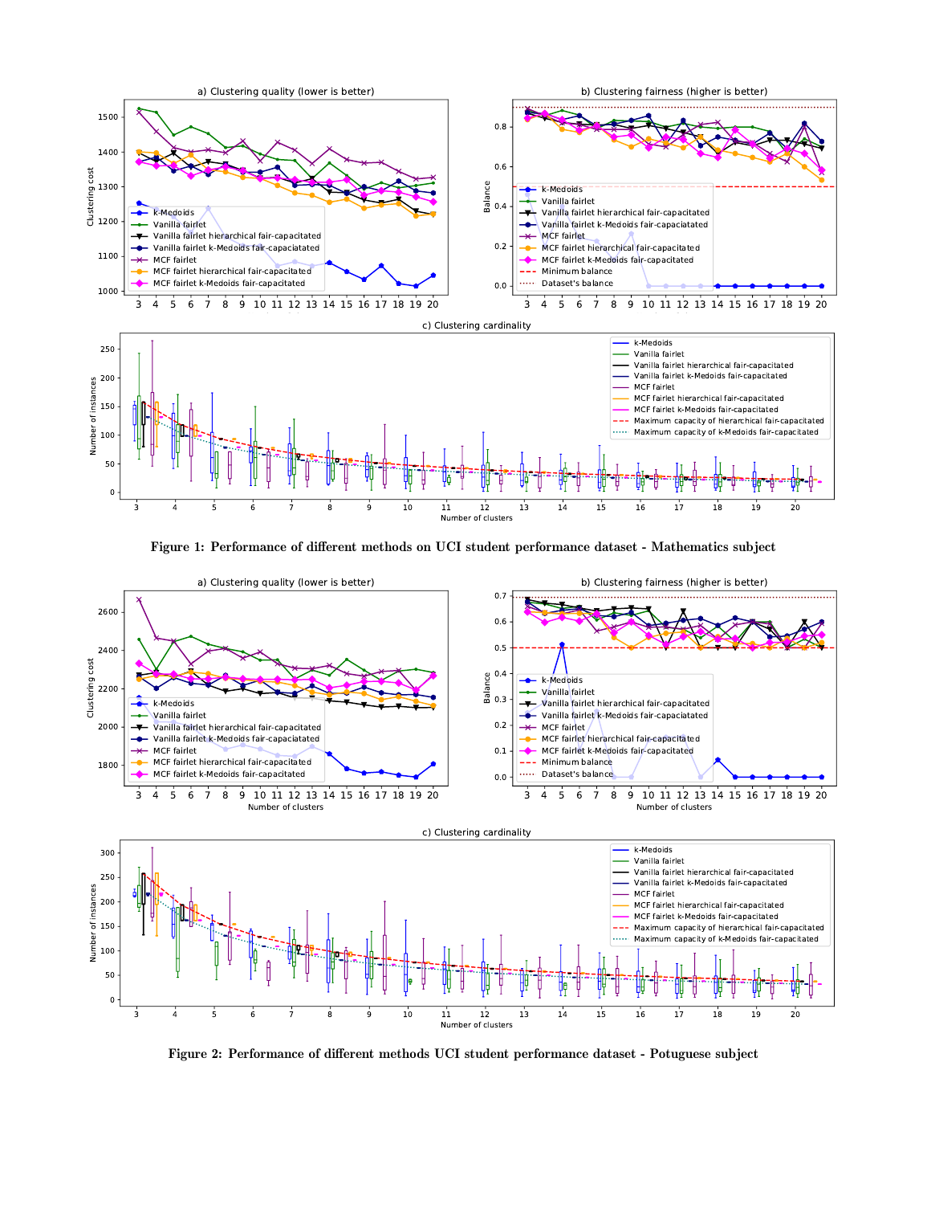Figure 1: Performance of different methods on UCI student performance dataset - Mathematics subject

Figure 2: Performance of different methods UCI student performance dataset - Potuguese subject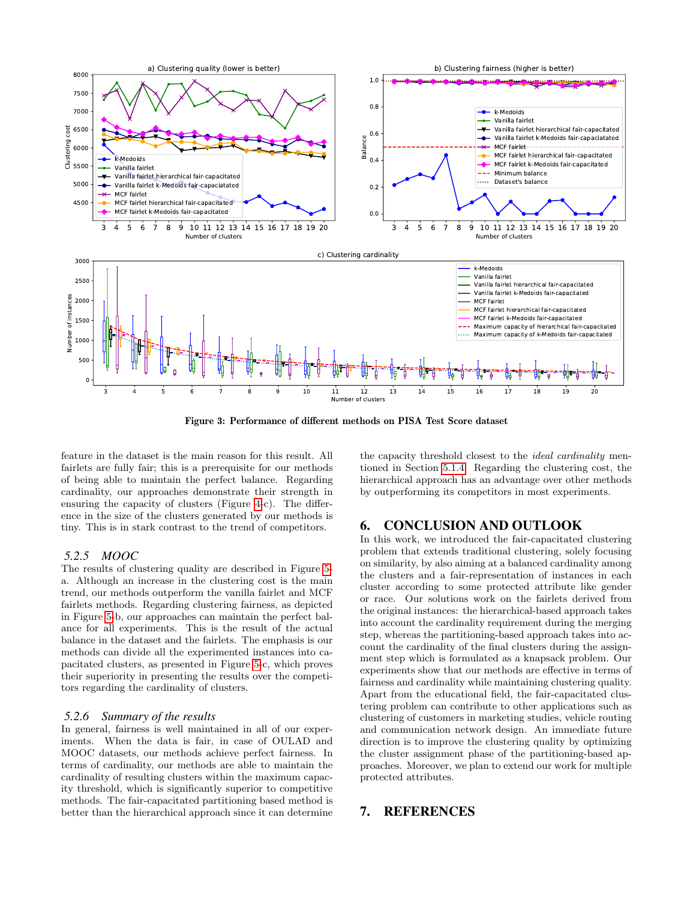Figure 3: Performance of different methods on PISA Test Score dataset

feature in the dataset is the main reason for this result. All fairlets are fully fair; this is a prerequisite for our methods of being able to maintain the perfect balance. Regarding cardinality, our approaches demonstrate their strength in ensuring the capacity of clusters (Figure 4-c). The difference in the size of the clusters generated by our methods is tiny. This is in stark contrast to the trend of competitors.

### 5.2.5 MOOC

The results of clustering quality are described in Figure 5-a. Although an increase in the clustering cost is the main trend, our methods outperform the vanilla fairlet and MCF fairlets methods. Regarding clustering fairness, as depicted in Figure 5-b, our approaches can maintain the perfect balance for all experiments. This is the result of the actual balance in the dataset and the fairlets. The emphasis is our methods can divide all the experimented instances into capacitated clusters, as presented in Figure 5-c, which proves their superiority in presenting the results over the competitors regarding the cardinality of clusters.

### 5.2.6 Summary of the results

In general, fairness is well maintained in all of our experiments. When the data is fair, in case of OULAD and MOOC datasets, our methods achieve perfect fairness. In terms of cardinality, our methods are able to maintain the cardinality of resulting clusters within the maximum capacity threshold, which is significantly superior to competitive methods. The fair-capacitated partitioning based method is better than the hierarchical approach since it can determine the capacity threshold closest to the *ideal cardinality* mentioned in Section 5.1.4. Regarding the clustering cost, the hierarchical approach has an advantage over other methods by outperforming its competitors in most experiments.

## 6. CONCLUSION AND OUTLOOK

In this work, we introduced the fair-capacitated clustering problem that extends traditional clustering, solely focusing on similarity, by also aiming at a balanced cardinality among the clusters and a fair-representation of instances in each cluster according to some protected attribute like gender or race. Our solutions work on the fairlets derived from the original instances: the hierarchical-based approach takes into account the cardinality requirement during the merging step, whereas the partitioning-based approach takes into account the cardinality of the final clusters during the assignment step which is formulated as a knapsack problem. Our experiments show that our methods are effective in terms of fairness and cardinality while maintaining clustering quality. Apart from the educational field, the fair-capacitated clustering problem can contribute to other applications such as clustering of customers in marketing studies, vehicle routing and communication network design. An immediate future direction is to improve the clustering quality by optimizing the cluster assignment phase of the partitioning-based approaches. Moreover, we plan to extend our work for multiple protected attributes.

## 7. REFERENCES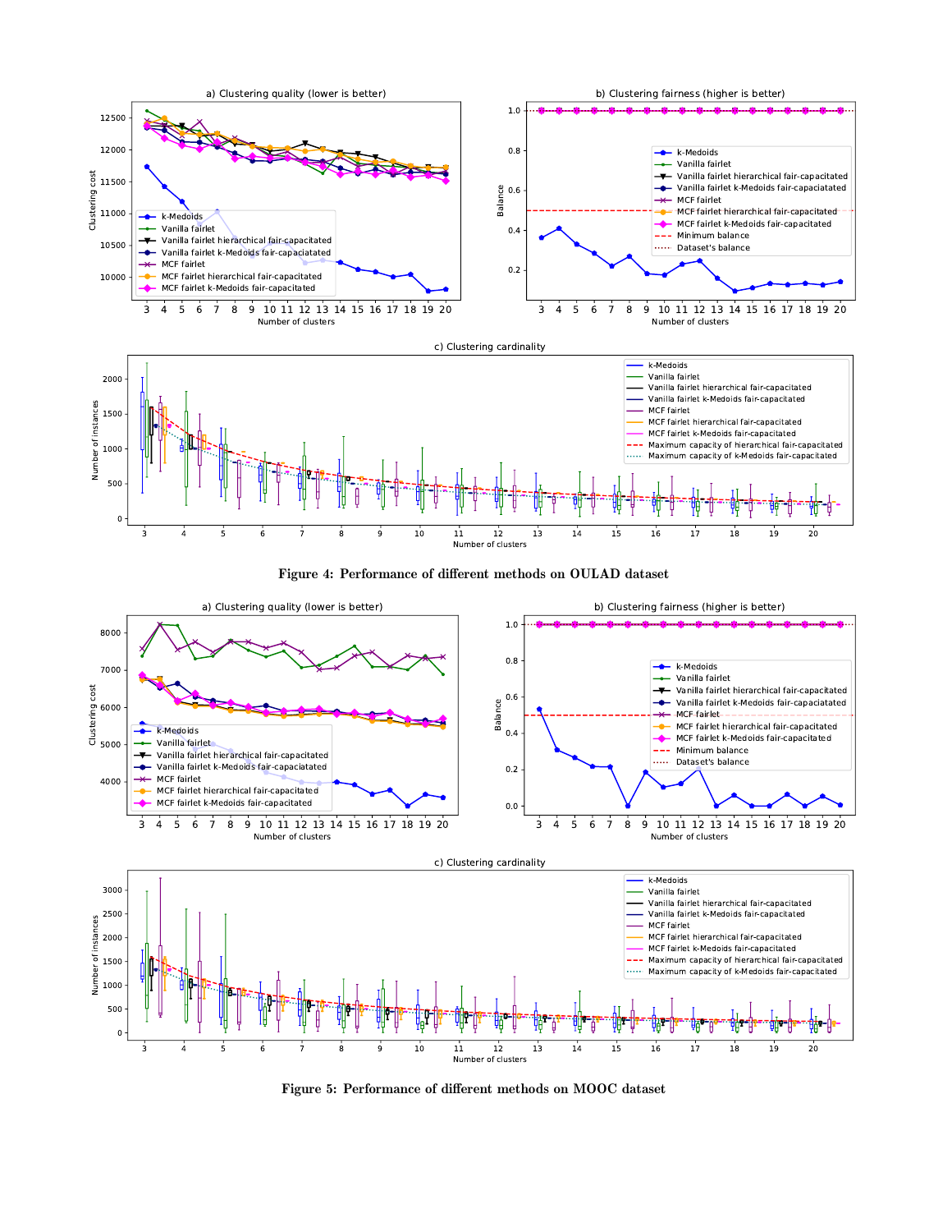**Figure 4: Performance of different methods on OULAD dataset**

**Figure 5: Performance of different methods on MOOC dataset**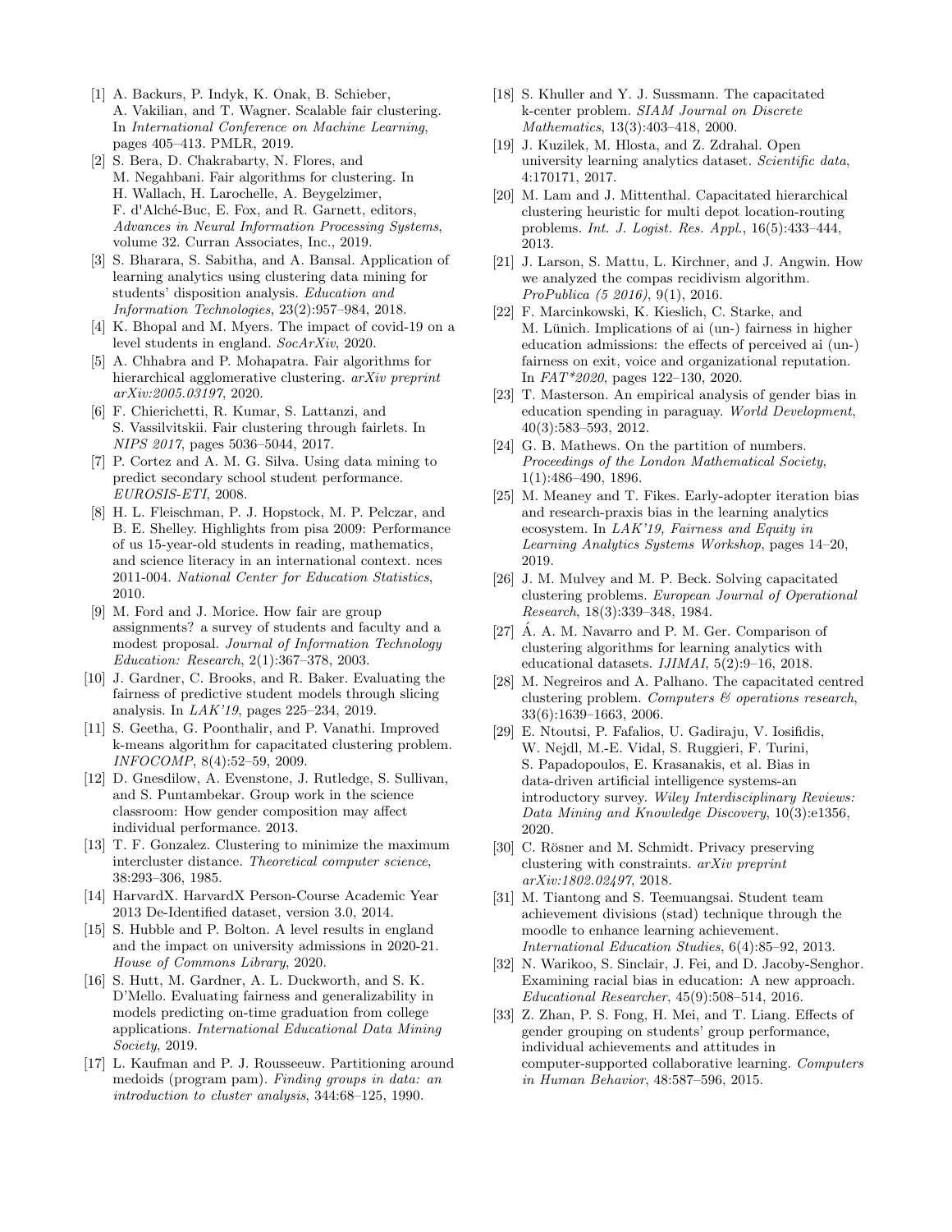[1] A. Backurs, P. Indyk, K. Onak, B. Schieber, A. Vakilian, and T. Wagner. Scalable fair clustering. In *International Conference on Machine Learning*, pages 405–413. PMLR, 2019.

[2] S. Bera, D. Chakrabarty, N. Flores, and M. Negahbani. Fair algorithms for clustering. In H. Wallach, H. Larochelle, A. Beygelzimer, F. d'Alché-Buc, E. Fox, and R. Garnett, editors, *Advances in Neural Information Processing Systems*, volume 32. Curran Associates, Inc., 2019.

[3] S. Bharara, S. Sabitha, and A. Bansal. Application of learning analytics using clustering data mining for students' disposition analysis. *Education and Information Technologies*, 23(2):957–984, 2018.

[4] K. Bhopal and M. Myers. The impact of covid-19 on a level students in england. *SocArXiv*, 2020.

[5] A. Chhabra and P. Mohapatra. Fair algorithms for hierarchical agglomerative clustering. *arXiv preprint arXiv:2005.03197*, 2020.

[6] F. Chierichetti, R. Kumar, S. Lattanzi, and S. Vassilvitskii. Fair clustering through fairlets. In *NIPS 2017*, pages 5036–5044, 2017.

[7] P. Cortez and A. M. G. Silva. Using data mining to predict secondary school student performance. *EUROSIS-ETI*, 2008.

[8] H. L. Fleischman, P. J. Hopstock, M. P. Pelczar, and B. E. Shelley. Highlights from pisa 2009: Performance of us 15-year-old students in reading, mathematics, and science literacy in an international context. nces 2011-004. *National Center for Education Statistics*, 2010.

[9] M. Ford and J. Morice. How fair are group assignments? a survey of students and faculty and a modest proposal. *Journal of Information Technology Education: Research*, 2(1):367–378, 2003.

[10] J. Gardner, C. Brooks, and R. Baker. Evaluating the fairness of predictive student models through slicing analysis. In *LAK'19*, pages 225–234, 2019.

[11] S. Geetha, G. Poonthalir, and P. Vanathi. Improved k-means algorithm for capacitated clustering problem. *INFOCOMP*, 8(4):52–59, 2009.

[12] D. Gnesdilow, A. Evenstone, J. Rutledge, S. Sullivan, and S. Puntambekar. Group work in the science classroom: How gender composition may affect individual performance. 2013.

[13] T. F. Gonzalez. Clustering to minimize the maximum intercluster distance. *Theoretical computer science*, 38:293–306, 1985.

[14] HarvardX. HarvardX Person-Course Academic Year 2013 De-Identified dataset, version 3.0, 2014.

[15] S. Hubble and P. Bolton. A level results in england and the impact on university admissions in 2020-21. *House of Commons Library*, 2020.

[16] S. Hutt, M. Gardner, A. L. Duckworth, and S. K. D'Mello. Evaluating fairness and generalizability in models predicting on-time graduation from college applications. *International Educational Data Mining Society*, 2019.

[17] L. Kaufman and P. J. Rousseeuw. Partitioning around medoids (program pam). *Finding groups in data: an introduction to cluster analysis*, 344:68–125, 1990.

[18] S. Khuller and Y. J. Sussmann. The capacitated k-center problem. *SIAM Journal on Discrete Mathematics*, 13(3):403–418, 2000.

[19] J. Kuzilek, M. Hlosta, and Z. Zdrahal. Open university learning analytics dataset. *Scientific data*, 4:170171, 2017.

[20] M. Lam and J. Mittenthal. Capacitated hierarchical clustering heuristic for multi depot location-routing problems. *Int. J. Logist. Res. Appl.*, 16(5):433–444, 2013.

[21] J. Larson, S. Mattu, L. Kirchner, and J. Angwin. How we analyzed the compas recidivism algorithm. *ProPublica (5 2016)*, 9(1), 2016.

[22] F. Marcinkowski, K. Kieslich, C. Starke, and M. Lünich. Implications of ai (un-) fairness in higher education admissions: the effects of perceived ai (un-) fairness on exit, voice and organizational reputation. In *FAT\*2020*, pages 122–130, 2020.

[23] T. Masterson. An empirical analysis of gender bias in education spending in paraguay. *World Development*, 40(3):583–593, 2012.

[24] G. B. Mathews. On the partition of numbers. *Proceedings of the London Mathematical Society*, 1(1):486–490, 1896.

[25] M. Meaney and T. Fikes. Early-adopter iteration bias and research-praxis bias in the learning analytics ecosystem. In *LAK'19, Fairness and Equity in Learning Analytics Systems Workshop*, pages 14–20, 2019.

[26] J. M. Mulvey and M. P. Beck. Solving capacitated clustering problems. *European Journal of Operational Research*, 18(3):339–348, 1984.

[27] Á. A. M. Navarro and P. M. Ger. Comparison of clustering algorithms for learning analytics with educational datasets. *IJIMAI*, 5(2):9–16, 2018.

[28] M. Negreiros and A. Palhano. The capacitated centred clustering problem. *Computers & operations research*, 33(6):1639–1663, 2006.

[29] E. Ntoutsi, P. Fafalios, U. Gadiraju, V. Iosifidis, W. Nejdl, M.-E. Vidal, S. Ruggieri, F. Turini, S. Papadopoulos, E. Krasanakis, et al. Bias in data-driven artificial intelligence systems-an introductory survey. *Wiley Interdisciplinary Reviews: Data Mining and Knowledge Discovery*, 10(3):e1356, 2020.

[30] C. Rösner and M. Schmidt. Privacy preserving clustering with constraints. *arXiv preprint arXiv:1802.02497*, 2018.

[31] M. Tiantong and S. Teemuangsai. Student team achievement divisions (stad) technique through the moodle to enhance learning achievement. *International Education Studies*, 6(4):85–92, 2013.

[32] N. Warikoo, S. Sinclair, J. Fei, and D. Jacoby-Senghor. Examining racial bias in education: A new approach. *Educational Researcher*, 45(9):508–514, 2016.

[33] Z. Zhan, P. S. Fong, H. Mei, and T. Liang. Effects of gender grouping on students' group performance, individual achievements and attitudes in computer-supported collaborative learning. *Computers in Human Behavior*, 48:587–596, 2015.